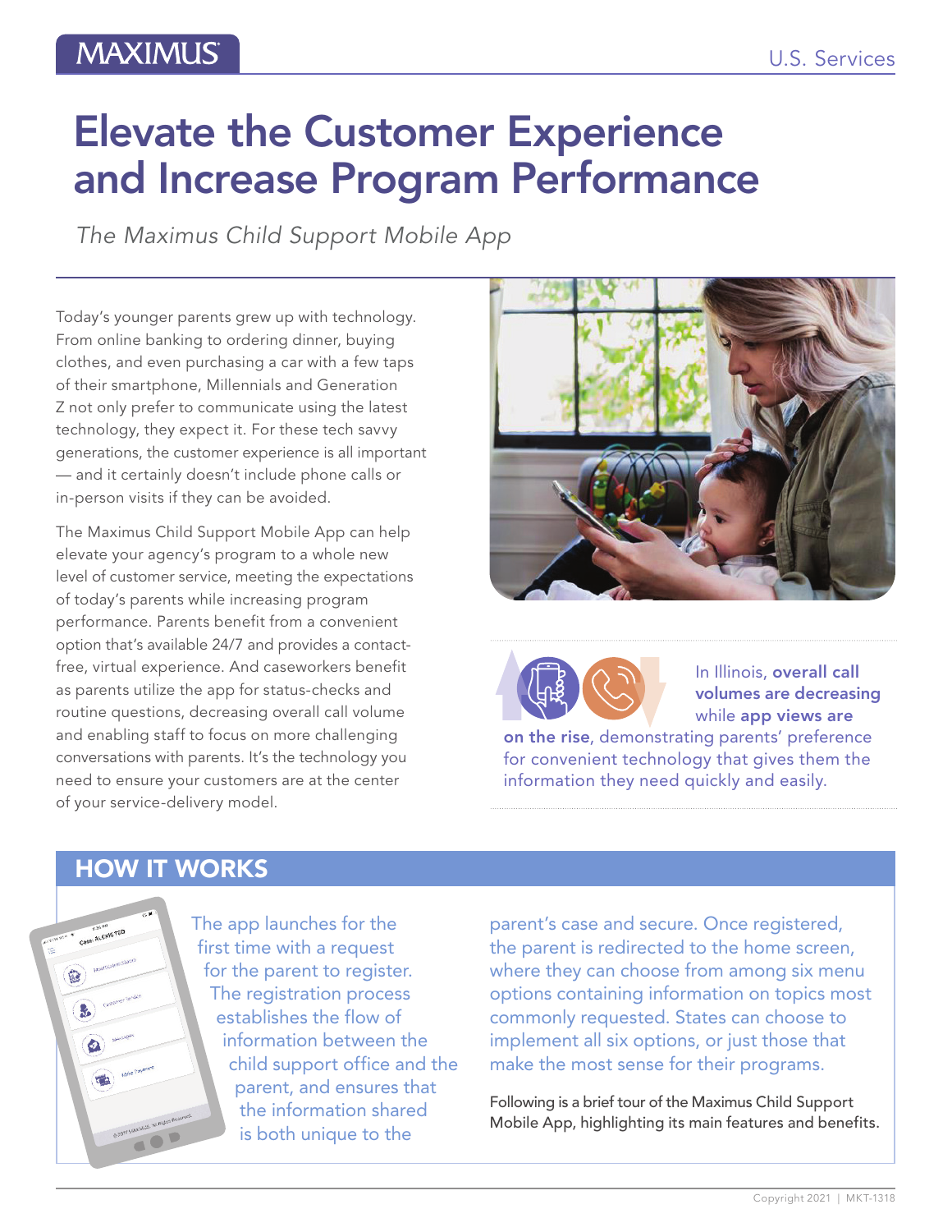# Elevate the Customer Experience and Increase Program Performance

*The Maximus Child Support Mobile App*

Today's younger parents grew up with technology. From online banking to ordering dinner, buying clothes, and even purchasing a car with a few taps of their smartphone, Millennials and Generation Z not only prefer to communicate using the latest technology, they expect it. For these tech savvy generations, the customer experience is all important — and it certainly doesn't include phone calls or in-person visits if they can be avoided.

The Maximus Child Support Mobile App can help elevate your agency's program to a whole new level of customer service, meeting the expectations of today's parents while increasing program performance. Parents benefit from a convenient option that's available 24/7 and provides a contact-free, virtual experience. And caseworkers benefit as parents utilize the app for status-checks and routine questions, decreasing overall call volume and enabling staff to focus on more challenging conversations with parents. It's the technology you need to ensure your customers are at the center of your service-delivery model.

In Illinois, **overall call volumes are decreasing** while **app views are on the rise**, demonstrating parents' preference for convenient technology that gives them the information they need quickly and easily.

## HOW IT WORKS

The app launches for the first time with a request for the parent to register. The registration process establishes the flow of information between the child support office and the parent, and ensures that the information shared is both unique to the parent's case and secure. Once registered, the parent is redirected to the home screen, where they can choose from among six menu options containing information on topics most commonly requested. States can choose to implement all six options, or just those that make the most sense for their programs.

Following is a brief tour of the Maximus Child Support Mobile App, highlighting its main features and benefits.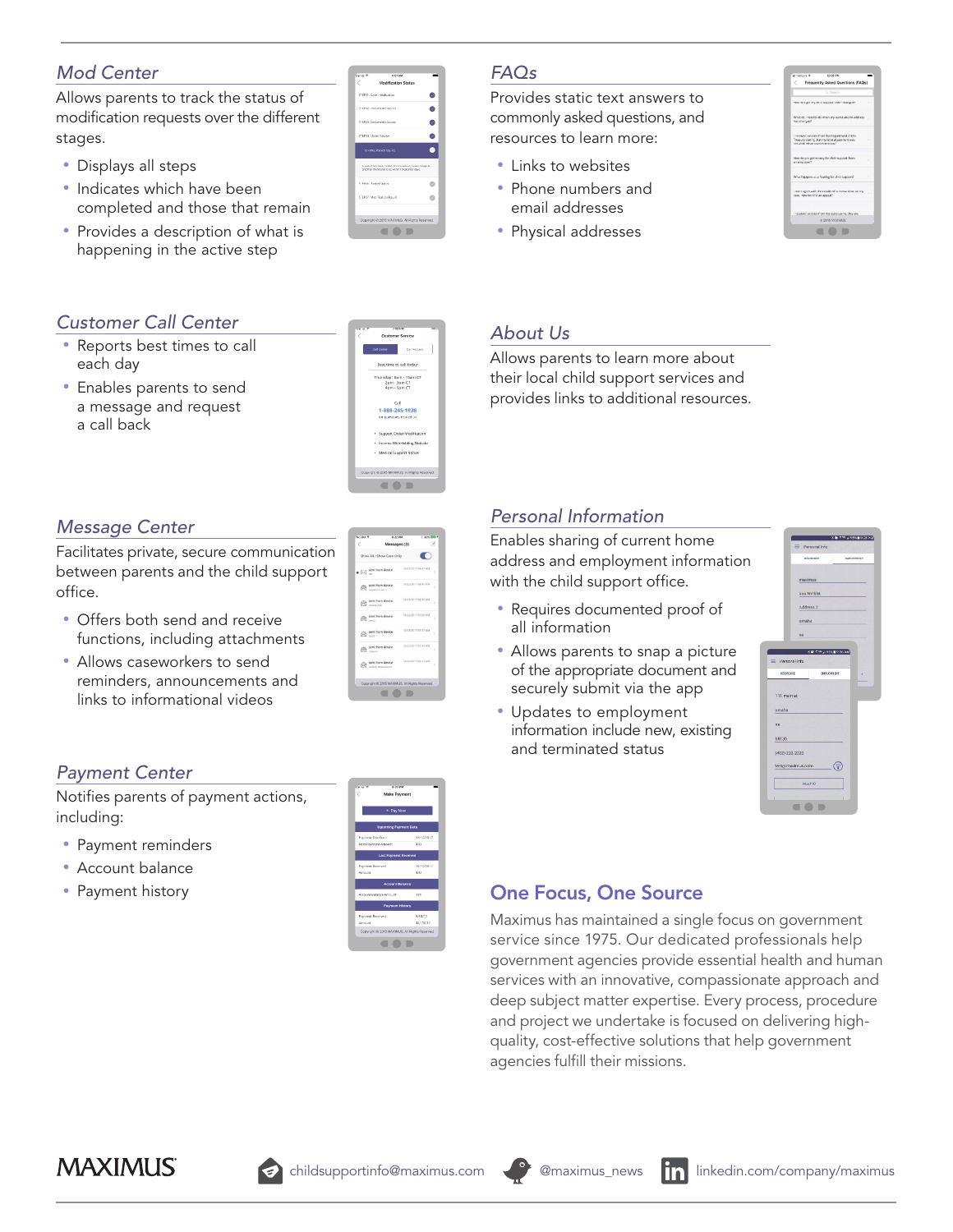## Mod Center

Allows parents to track the status of modification requests over the different stages.

- Displays all steps
- Indicates which have been completed and those that remain
- Provides a description of what is happening in the active step

## Customer Call Center

- Reports best times to call each day
- Enables parents to send a message and request a call back

## Message Center

Facilitates private, secure communication between parents and the child support office.

- Offers both send and receive functions, including attachments
- Allows caseworkers to send reminders, announcements and links to informational videos

## Payment Center

Notifies parents of payment actions, including:

- Payment reminders
- Account balance
- Payment history

## FAQs

Provides static text answers to commonly asked questions, and resources to learn more:

- Links to websites
- Phone numbers and email addresses
- Physical addresses

## About Us

Allows parents to learn more about their local child support services and provides links to additional resources.

## Personal Information

Enables sharing of current home address and employment information with the child support office.

- Requires documented proof of all information
- Allows parents to snap a picture of the appropriate document and securely submit via the app
- Updates to employment information include new, existing and terminated status

## One Focus, One Source

Maximus has maintained a single focus on government service since 1975. Our dedicated professionals help government agencies provide essential health and human services with an innovative, compassionate approach and deep subject matter expertise. Every process, procedure and project we undertake is focused on delivering high-quality, cost-effective solutions that help government agencies fulfill their missions.

MAXIMUS

childsupportinfo@maximus.com

@maximus_news

linkedin.com/company/maximus